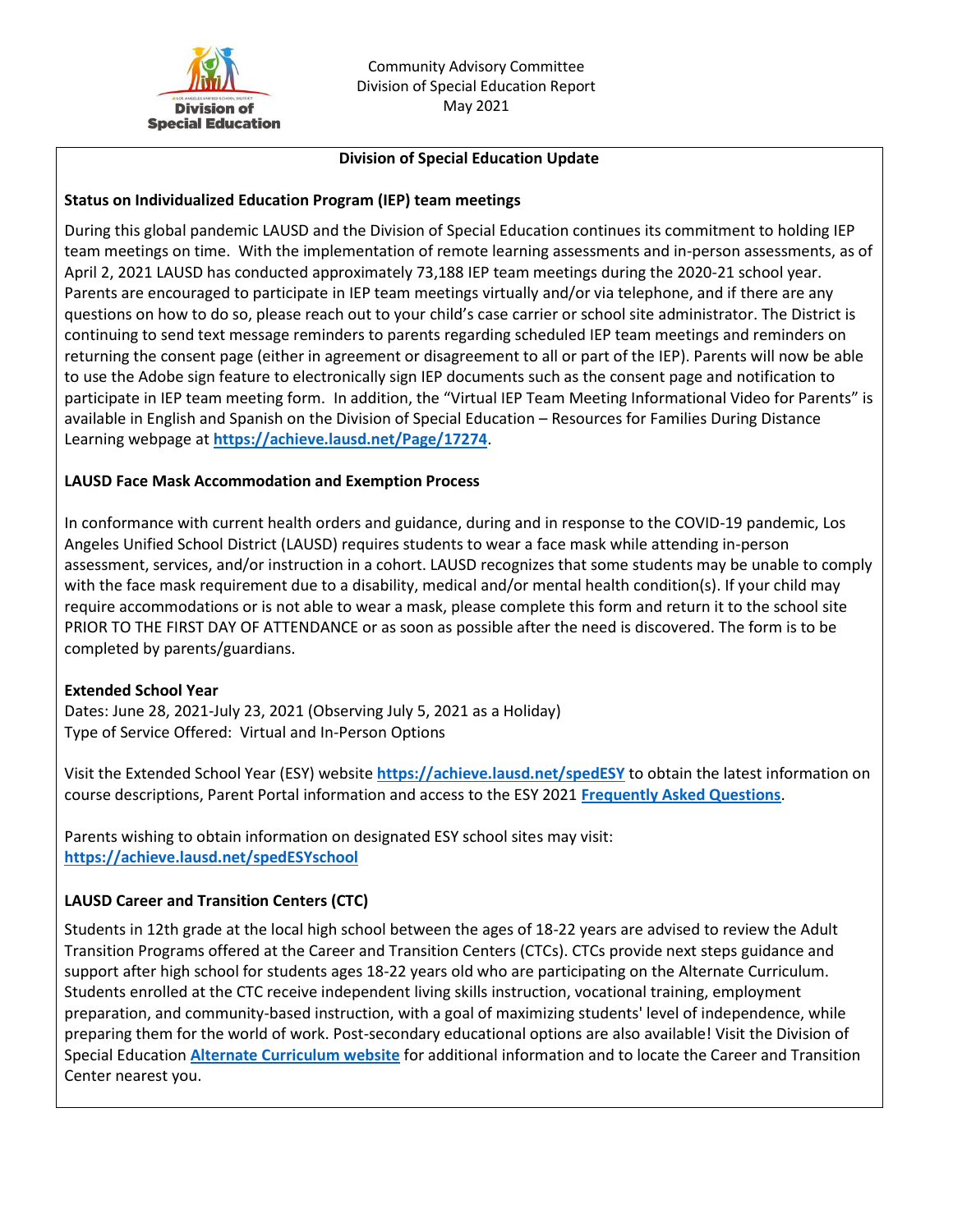Community Advisory Committee
Division of Special Education Report
May 2021

## Division of Special Education Update

### Status on Individualized Education Program (IEP) team meetings

During this global pandemic LAUSD and the Division of Special Education continues its commitment to holding IEP team meetings on time. With the implementation of remote learning assessments and in-person assessments, as of April 2, 2021 LAUSD has conducted approximately 73,188 IEP team meetings during the 2020-21 school year. Parents are encouraged to participate in IEP team meetings virtually and/or via telephone, and if there are any questions on how to do so, please reach out to your child's case carrier or school site administrator. The District is continuing to send text message reminders to parents regarding scheduled IEP team meetings and reminders on returning the consent page (either in agreement or disagreement to all or part of the IEP). Parents will now be able to use the Adobe sign feature to electronically sign IEP documents such as the consent page and notification to participate in IEP team meeting form. In addition, the "Virtual IEP Team Meeting Informational Video for Parents" is available in English and Spanish on the Division of Special Education – Resources for Families During Distance Learning webpage at **https://achieve.lausd.net/Page/17274**.

### LAUSD Face Mask Accommodation and Exemption Process

In conformance with current health orders and guidance, during and in response to the COVID-19 pandemic, Los Angeles Unified School District (LAUSD) requires students to wear a face mask while attending in-person assessment, services, and/or instruction in a cohort. LAUSD recognizes that some students may be unable to comply with the face mask requirement due to a disability, medical and/or mental health condition(s). If your child may require accommodations or is not able to wear a mask, please complete this form and return it to the school site PRIOR TO THE FIRST DAY OF ATTENDANCE or as soon as possible after the need is discovered. The form is to be completed by parents/guardians.

### Extended School Year

Dates: June 28, 2021-July 23, 2021 (Observing July 5, 2021 as a Holiday)
Type of Service Offered: Virtual and In-Person Options

Visit the Extended School Year (ESY) website **https://achieve.lausd.net/spedESY** to obtain the latest information on course descriptions, Parent Portal information and access to the ESY 2021 **Frequently Asked Questions**.

Parents wishing to obtain information on designated ESY school sites may visit: **https://achieve.lausd.net/spedESYschool**

### LAUSD Career and Transition Centers (CTC)

Students in 12th grade at the local high school between the ages of 18-22 years are advised to review the Adult Transition Programs offered at the Career and Transition Centers (CTCs). CTCs provide next steps guidance and support after high school for students ages 18-22 years old who are participating on the Alternate Curriculum. Students enrolled at the CTC receive independent living skills instruction, vocational training, employment preparation, and community-based instruction, with a goal of maximizing students' level of independence, while preparing them for the world of work. Post-secondary educational options are also available! Visit the Division of Special Education **Alternate Curriculum website** for additional information and to locate the Career and Transition Center nearest you.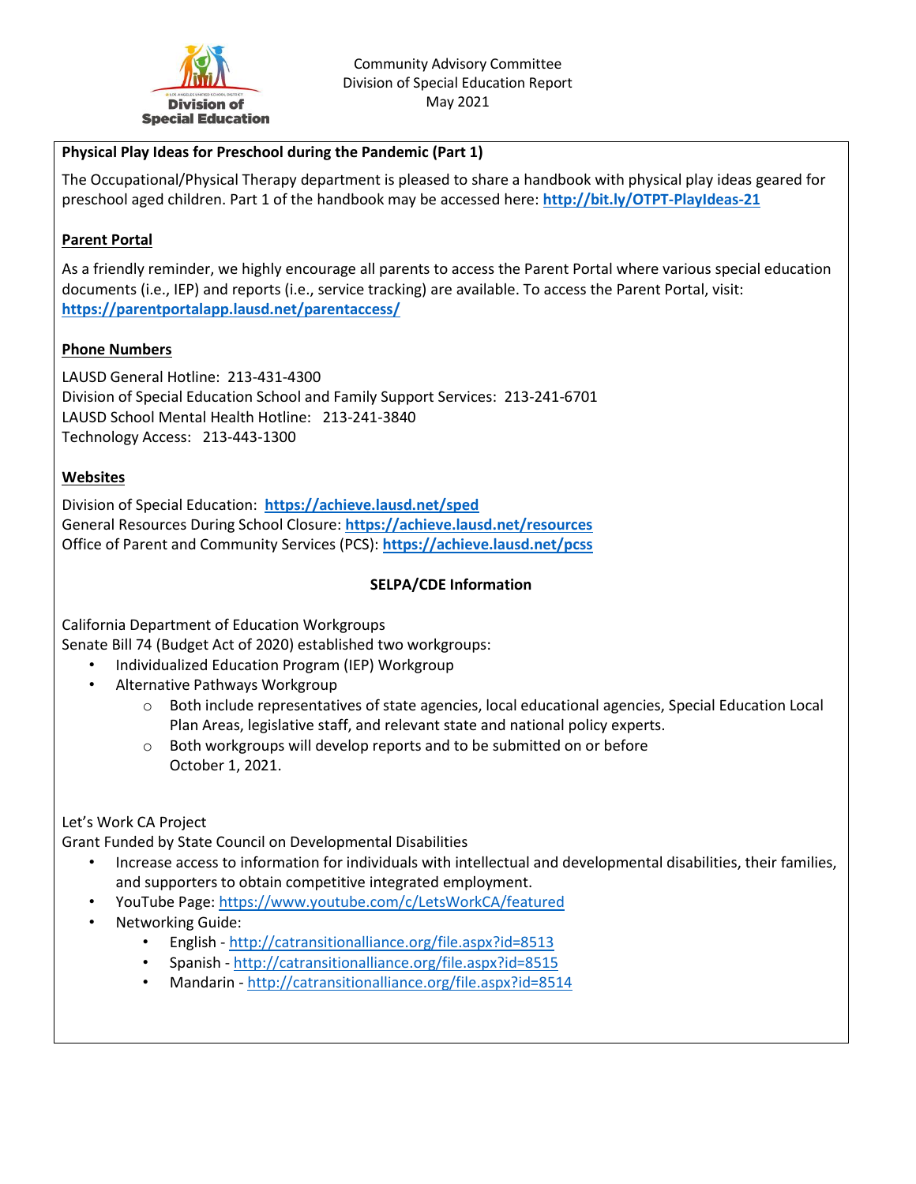Community Advisory Committee
Division of Special Education Report
May 2021

**Physical Play Ideas for Preschool during the Pandemic (Part 1)**

The Occupational/Physical Therapy department is pleased to share a handbook with physical play ideas geared for preschool aged children. Part 1 of the handbook may be accessed here: **http://bit.ly/OTPT-PlayIdeas-21**

**Parent Portal**

As a friendly reminder, we highly encourage all parents to access the Parent Portal where various special education documents (i.e., IEP) and reports (i.e., service tracking) are available. To access the Parent Portal, visit: **https://parentportalapp.lausd.net/parentaccess/**

**Phone Numbers**

LAUSD General Hotline: 213-431-4300
Division of Special Education School and Family Support Services: 213-241-6701
LAUSD School Mental Health Hotline: 213-241-3840
Technology Access: 213-443-1300

**Websites**

Division of Special Education: **https://achieve.lausd.net/sped**
General Resources During School Closure: **https://achieve.lausd.net/resources**
Office of Parent and Community Services (PCS): **https://achieve.lausd.net/pcss**

**SELPA/CDE Information**

California Department of Education Workgroups
Senate Bill 74 (Budget Act of 2020) established two workgroups:

- Individualized Education Program (IEP) Workgroup
- Alternative Pathways Workgroup
  - Both include representatives of state agencies, local educational agencies, Special Education Local Plan Areas, legislative staff, and relevant state and national policy experts.
  - Both workgroups will develop reports and to be submitted on or before October 1, 2021.

Let's Work CA Project
Grant Funded by State Council on Developmental Disabilities

- Increase access to information for individuals with intellectual and developmental disabilities, their families, and supporters to obtain competitive integrated employment.
- YouTube Page: https://www.youtube.com/c/LetsWorkCA/featured
- Networking Guide:
  - English - http://catransitionalliance.org/file.aspx?id=8513
  - Spanish - http://catransitionalliance.org/file.aspx?id=8515
  - Mandarin - http://catransitionalliance.org/file.aspx?id=8514